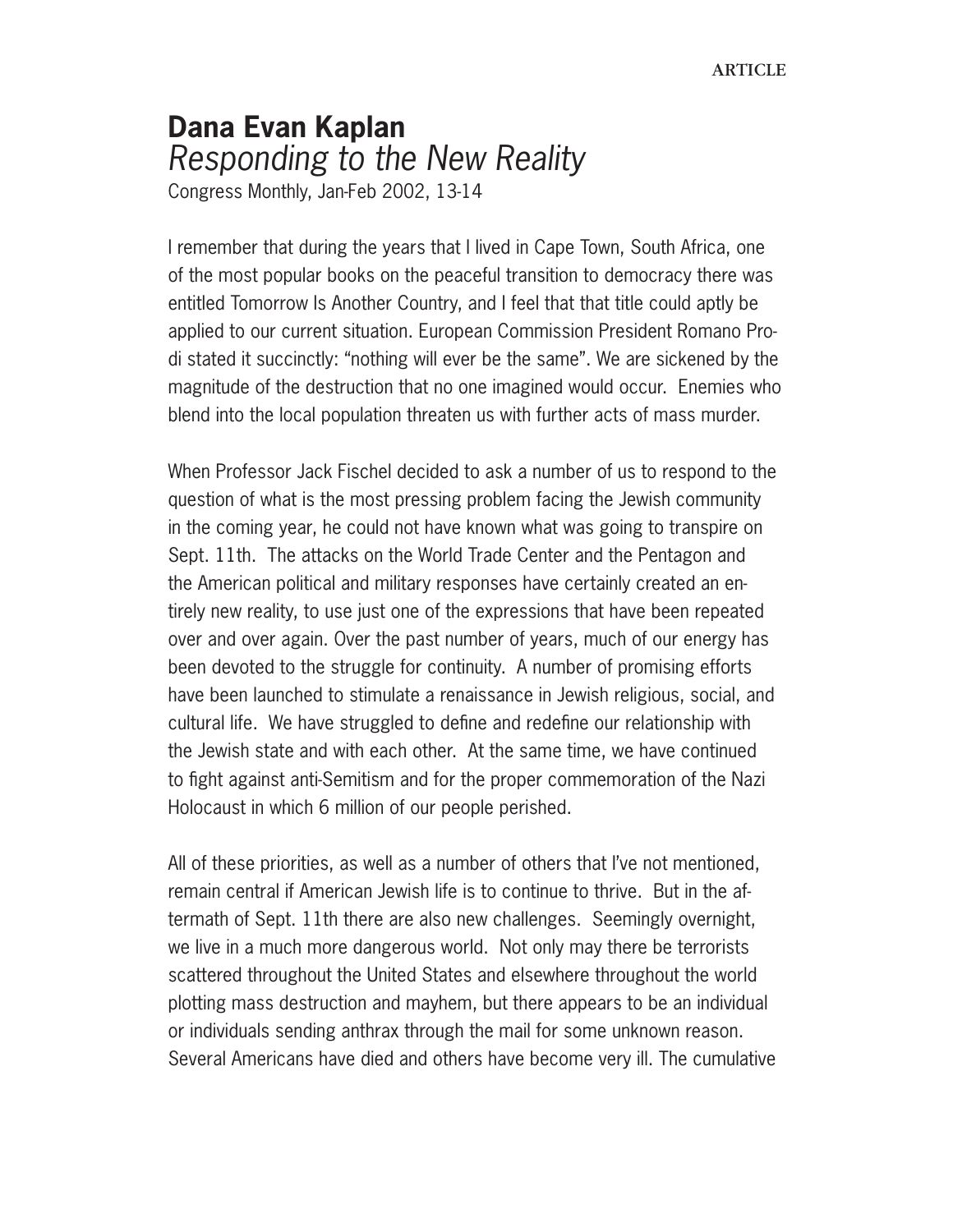ARTICLE

# Dana Evan Kaplan
## *Responding to the New Reality*

Congress Monthly, Jan-Feb 2002, 13-14

I remember that during the years that I lived in Cape Town, South Africa, one of the most popular books on the peaceful transition to democracy there was entitled Tomorrow Is Another Country, and I feel that that title could aptly be applied to our current situation. European Commission President Romano Prodi stated it succinctly: "nothing will ever be the same". We are sickened by the magnitude of the destruction that no one imagined would occur. Enemies who blend into the local population threaten us with further acts of mass murder.

When Professor Jack Fischel decided to ask a number of us to respond to the question of what is the most pressing problem facing the Jewish community in the coming year, he could not have known what was going to transpire on Sept. 11th. The attacks on the World Trade Center and the Pentagon and the American political and military responses have certainly created an entirely new reality, to use just one of the expressions that have been repeated over and over again. Over the past number of years, much of our energy has been devoted to the struggle for continuity. A number of promising efforts have been launched to stimulate a renaissance in Jewish religious, social, and cultural life. We have struggled to define and redefine our relationship with the Jewish state and with each other. At the same time, we have continued to fight against anti-Semitism and for the proper commemoration of the Nazi Holocaust in which 6 million of our people perished.

All of these priorities, as well as a number of others that I've not mentioned, remain central if American Jewish life is to continue to thrive. But in the aftermath of Sept. 11th there are also new challenges. Seemingly overnight, we live in a much more dangerous world. Not only may there be terrorists scattered throughout the United States and elsewhere throughout the world plotting mass destruction and mayhem, but there appears to be an individual or individuals sending anthrax through the mail for some unknown reason. Several Americans have died and others have become very ill. The cumulative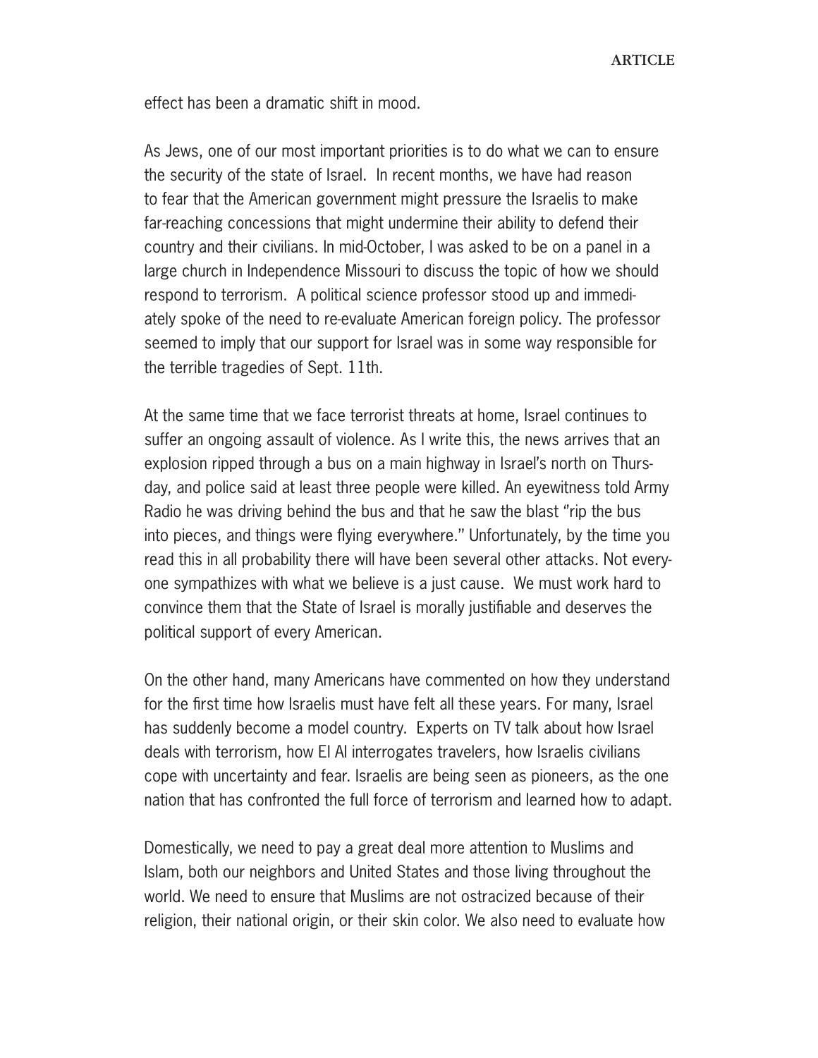effect has been a dramatic shift in mood.

As Jews, one of our most important priorities is to do what we can to ensure the security of the state of Israel. In recent months, we have had reason to fear that the American government might pressure the Israelis to make far-reaching concessions that might undermine their ability to defend their country and their civilians. In mid-October, I was asked to be on a panel in a large church in Independence Missouri to discuss the topic of how we should respond to terrorism. A political science professor stood up and immediately spoke of the need to re-evaluate American foreign policy. The professor seemed to imply that our support for Israel was in some way responsible for the terrible tragedies of Sept. 11th.

At the same time that we face terrorist threats at home, Israel continues to suffer an ongoing assault of violence. As I write this, the news arrives that an explosion ripped through a bus on a main highway in Israel's north on Thursday, and police said at least three people were killed. An eyewitness told Army Radio he was driving behind the bus and that he saw the blast "rip the bus into pieces, and things were flying everywhere." Unfortunately, by the time you read this in all probability there will have been several other attacks. Not everyone sympathizes with what we believe is a just cause. We must work hard to convince them that the State of Israel is morally justifiable and deserves the political support of every American.

On the other hand, many Americans have commented on how they understand for the first time how Israelis must have felt all these years. For many, Israel has suddenly become a model country. Experts on TV talk about how Israel deals with terrorism, how El Al interrogates travelers, how Israelis civilians cope with uncertainty and fear. Israelis are being seen as pioneers, as the one nation that has confronted the full force of terrorism and learned how to adapt.

Domestically, we need to pay a great deal more attention to Muslims and Islam, both our neighbors and United States and those living throughout the world. We need to ensure that Muslims are not ostracized because of their religion, their national origin, or their skin color. We also need to evaluate how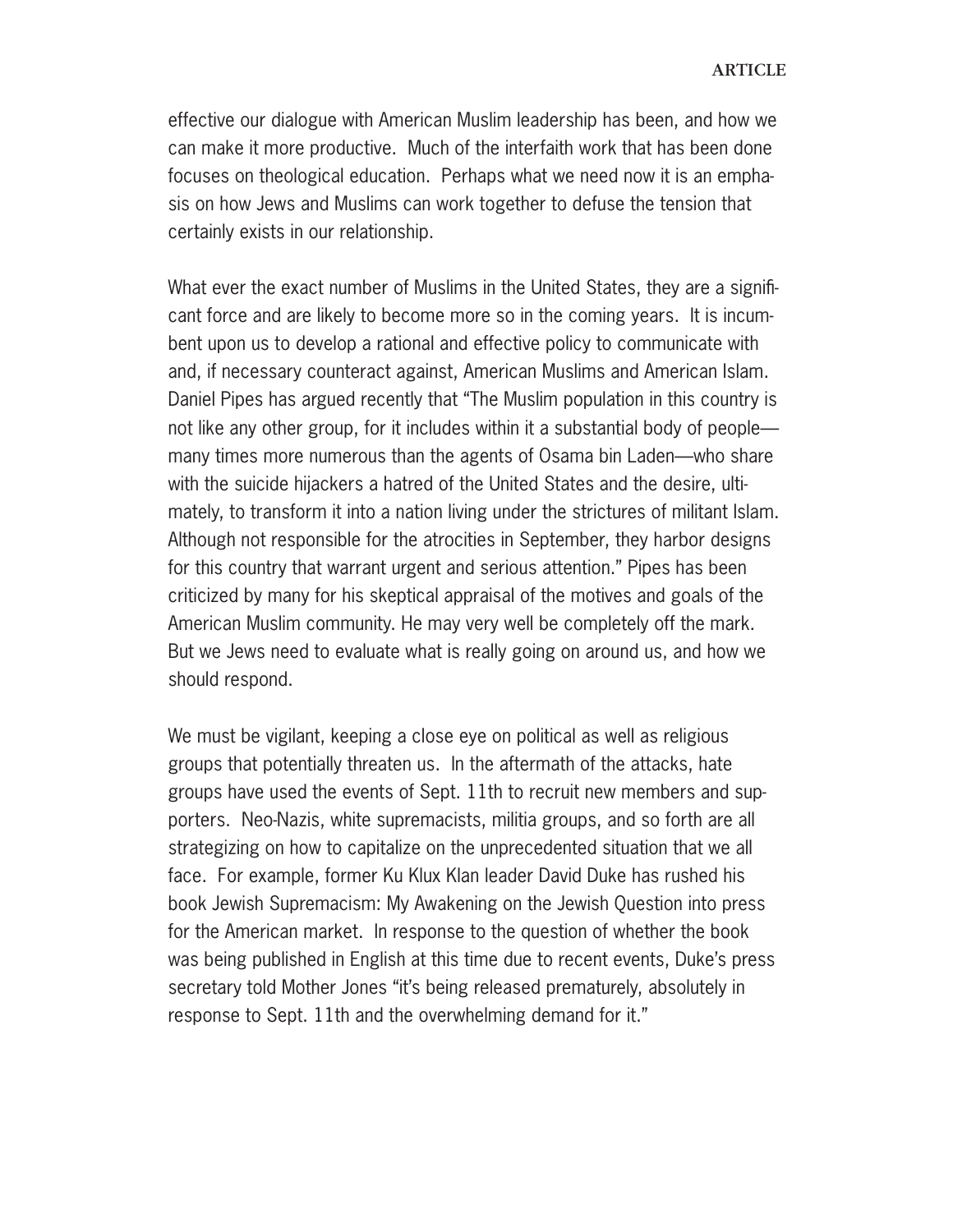effective our dialogue with American Muslim leadership has been, and how we can make it more productive. Much of the interfaith work that has been done focuses on theological education. Perhaps what we need now it is an emphasis on how Jews and Muslims can work together to defuse the tension that certainly exists in our relationship.

What ever the exact number of Muslims in the United States, they are a significant force and are likely to become more so in the coming years. It is incumbent upon us to develop a rational and effective policy to communicate with and, if necessary counteract against, American Muslims and American Islam. Daniel Pipes has argued recently that "The Muslim population in this country is not like any other group, for it includes within it a substantial body of people—many times more numerous than the agents of Osama bin Laden—who share with the suicide hijackers a hatred of the United States and the desire, ultimately, to transform it into a nation living under the strictures of militant Islam. Although not responsible for the atrocities in September, they harbor designs for this country that warrant urgent and serious attention." Pipes has been criticized by many for his skeptical appraisal of the motives and goals of the American Muslim community. He may very well be completely off the mark. But we Jews need to evaluate what is really going on around us, and how we should respond.

We must be vigilant, keeping a close eye on political as well as religious groups that potentially threaten us. In the aftermath of the attacks, hate groups have used the events of Sept. 11th to recruit new members and supporters. Neo-Nazis, white supremacists, militia groups, and so forth are all strategizing on how to capitalize on the unprecedented situation that we all face. For example, former Ku Klux Klan leader David Duke has rushed his book Jewish Supremacism: My Awakening on the Jewish Question into press for the American market. In response to the question of whether the book was being published in English at this time due to recent events, Duke's press secretary told Mother Jones "it's being released prematurely, absolutely in response to Sept. 11th and the overwhelming demand for it."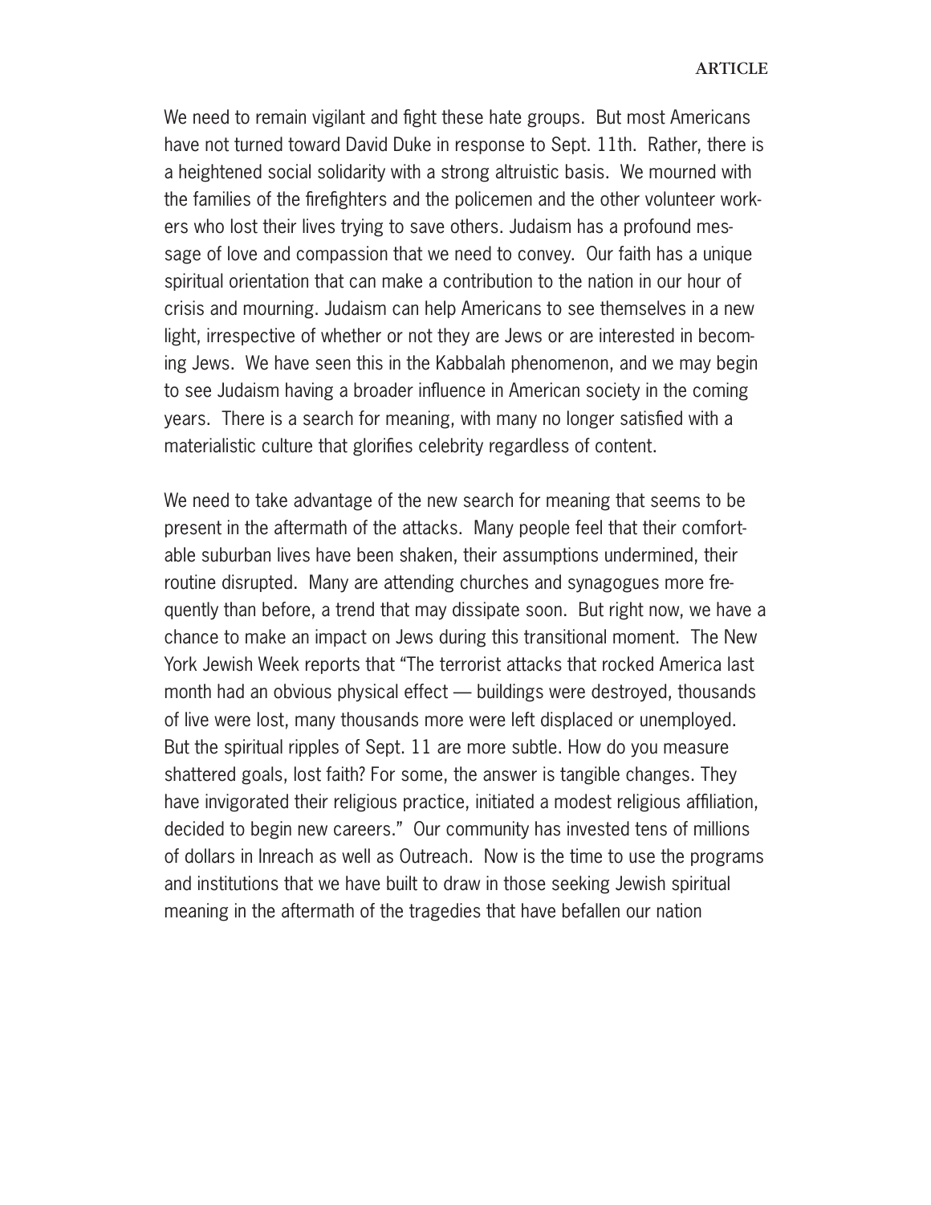We need to remain vigilant and fight these hate groups. But most Americans have not turned toward David Duke in response to Sept. 11th. Rather, there is a heightened social solidarity with a strong altruistic basis. We mourned with the families of the firefighters and the policemen and the other volunteer workers who lost their lives trying to save others. Judaism has a profound message of love and compassion that we need to convey. Our faith has a unique spiritual orientation that can make a contribution to the nation in our hour of crisis and mourning. Judaism can help Americans to see themselves in a new light, irrespective of whether or not they are Jews or are interested in becoming Jews. We have seen this in the Kabbalah phenomenon, and we may begin to see Judaism having a broader influence in American society in the coming years. There is a search for meaning, with many no longer satisfied with a materialistic culture that glorifies celebrity regardless of content.

We need to take advantage of the new search for meaning that seems to be present in the aftermath of the attacks. Many people feel that their comfortable suburban lives have been shaken, their assumptions undermined, their routine disrupted. Many are attending churches and synagogues more frequently than before, a trend that may dissipate soon. But right now, we have a chance to make an impact on Jews during this transitional moment. The New York Jewish Week reports that "The terrorist attacks that rocked America last month had an obvious physical effect — buildings were destroyed, thousands of live were lost, many thousands more were left displaced or unemployed. But the spiritual ripples of Sept. 11 are more subtle. How do you measure shattered goals, lost faith? For some, the answer is tangible changes. They have invigorated their religious practice, initiated a modest religious affiliation, decided to begin new careers." Our community has invested tens of millions of dollars in Inreach as well as Outreach. Now is the time to use the programs and institutions that we have built to draw in those seeking Jewish spiritual meaning in the aftermath of the tragedies that have befallen our nation